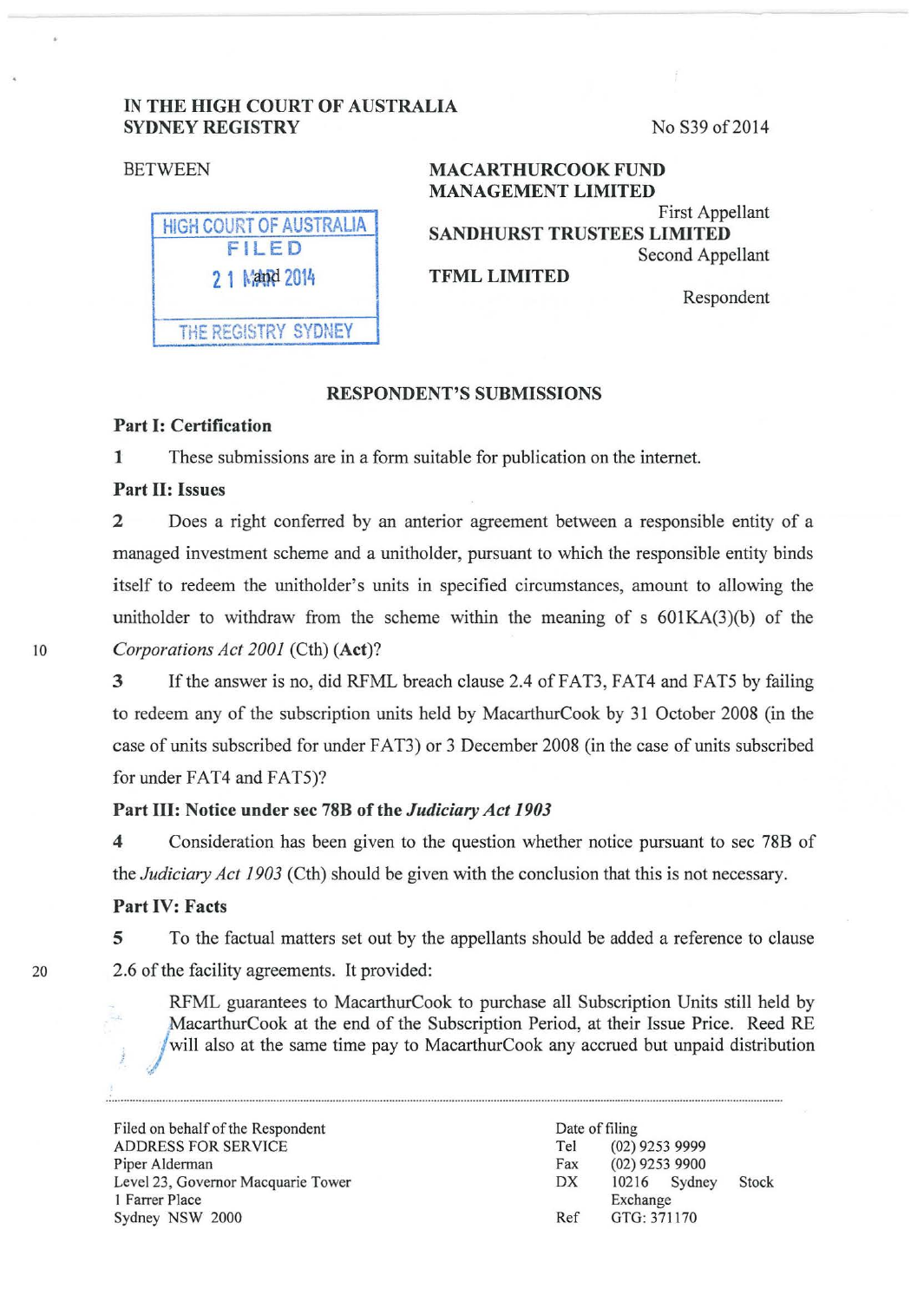IN THE HIGH COURT OF AUSTRALIA
SYDNEY REGISTRY

No S39 of 2014

BETWEEN

HIGH COURT OF AUSTRALIA
FILED
21 MAR 2014
THE REGISTRY SYDNEY

**MACARTHURCOOK FUND MANAGEMENT LIMITED**
First Appellant

**SANDHURST TRUSTEES LIMITED**
Second Appellant

and

**TFML LIMITED**
Respondent

## RESPONDENT'S SUBMISSIONS

### Part I: Certification

**1** These submissions are in a form suitable for publication on the internet.

### Part II: Issues

**2** Does a right conferred by an anterior agreement between a responsible entity of a managed investment scheme and a unitholder, pursuant to which the responsible entity binds itself to redeem the unitholder's units in specified circumstances, amount to allowing the unitholder to withdraw from the scheme within the meaning of s 601KA(3)(b) of the *Corporations Act 2001* (Cth) (**Act**)?

**3** If the answer is no, did RFML breach clause 2.4 of FAT3, FAT4 and FAT5 by failing to redeem any of the subscription units held by MacarthurCook by 31 October 2008 (in the case of units subscribed for under FAT3) or 3 December 2008 (in the case of units subscribed for under FAT4 and FAT5)?

### Part III: Notice under sec 78B of the *Judiciary Act 1903*

**4** Consideration has been given to the question whether notice pursuant to sec 78B of the *Judiciary Act 1903* (Cth) should be given with the conclusion that this is not necessary.

### Part IV: Facts

**5** To the factual matters set out by the appellants should be added a reference to clause 2.6 of the facility agreements. It provided:

> RFML guarantees to MacarthurCook to purchase all Subscription Units still held by MacarthurCook at the end of the Subscription Period, at their Issue Price. Reed RE will also at the same time pay to MacarthurCook any accrued but unpaid distribution

---

Filed on behalf of the Respondent
ADDRESS FOR SERVICE
Piper Alderman
Level 23, Governor Macquarie Tower
1 Farrer Place
Sydney NSW 2000

Date of filing
Tel (02) 9253 9999
Fax (02) 9253 9900
DX 10216 Sydney Stock Exchange
Ref GTG: 371170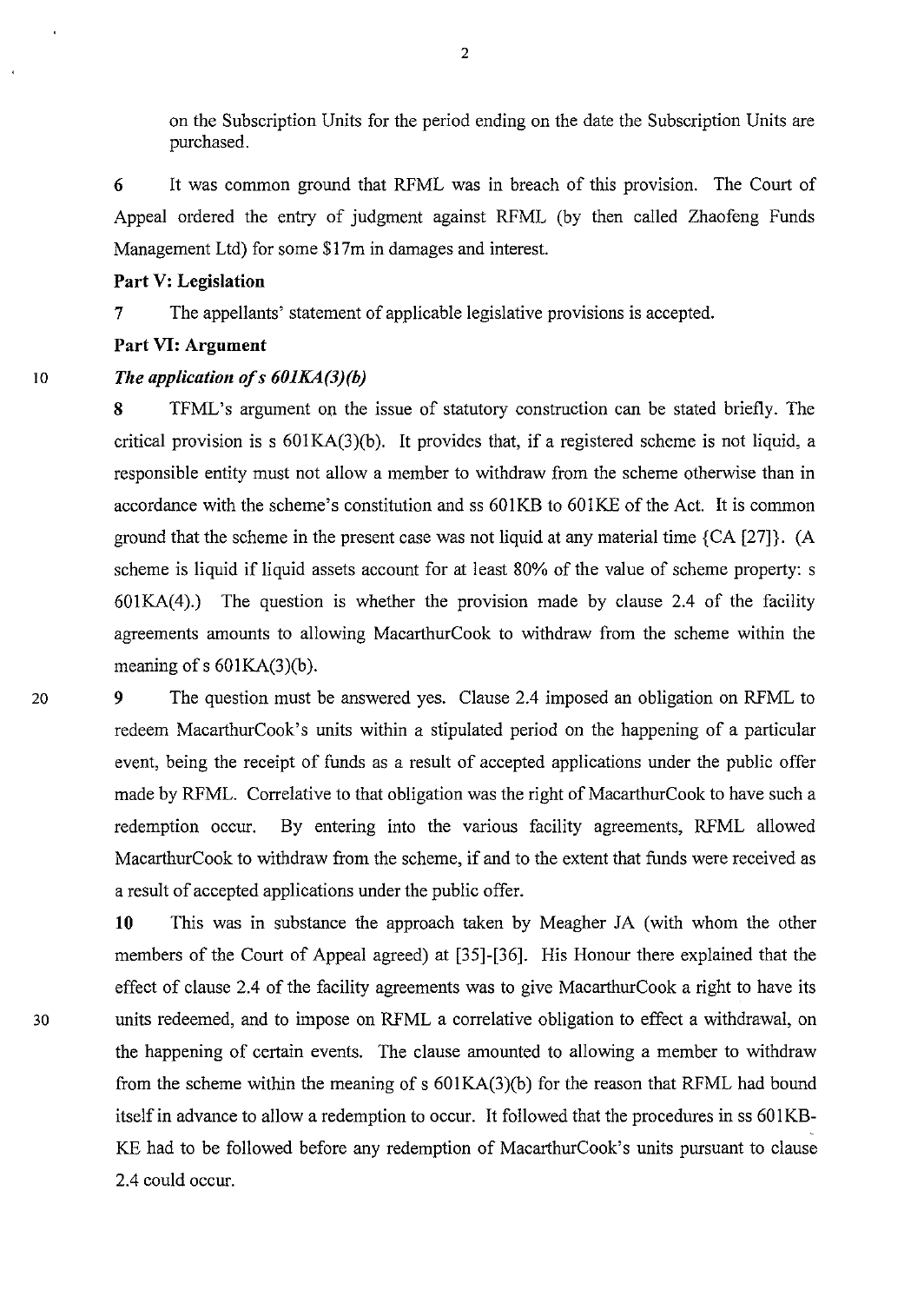on the Subscription Units for the period ending on the date the Subscription Units are purchased.

**6** It was common ground that RFML was in breach of this provision. The Court of Appeal ordered the entry of judgment against RFML (by then called Zhaofeng Funds Management Ltd) for some $17m in damages and interest.

**Part V: Legislation**

**7** The appellants' statement of applicable legislative provisions is accepted.

**Part VI: Argument**

***The application of s 601KA(3)(b)***

**8** TFML's argument on the issue of statutory construction can be stated briefly. The critical provision is s 601KA(3)(b). It provides that, if a registered scheme is not liquid, a responsible entity must not allow a member to withdraw from the scheme otherwise than in accordance with the scheme's constitution and ss 601KB to 601KE of the Act. It is common ground that the scheme in the present case was not liquid at any material time {CA [27]}. (A scheme is liquid if liquid assets account for at least 80% of the value of scheme property: s 601KA(4).) The question is whether the provision made by clause 2.4 of the facility agreements amounts to allowing MacarthurCook to withdraw from the scheme within the meaning of s 601KA(3)(b).

**9** The question must be answered yes. Clause 2.4 imposed an obligation on RFML to redeem MacarthurCook's units within a stipulated period on the happening of a particular event, being the receipt of funds as a result of accepted applications under the public offer made by RFML. Correlative to that obligation was the right of MacarthurCook to have such a redemption occur. By entering into the various facility agreements, RFML allowed MacarthurCook to withdraw from the scheme, if and to the extent that funds were received as a result of accepted applications under the public offer.

**10** This was in substance the approach taken by Meagher JA (with whom the other members of the Court of Appeal agreed) at [35]-[36]. His Honour there explained that the effect of clause 2.4 of the facility agreements was to give MacarthurCook a right to have its units redeemed, and to impose on RFML a correlative obligation to effect a withdrawal, on the happening of certain events. The clause amounted to allowing a member to withdraw from the scheme within the meaning of s 601KA(3)(b) for the reason that RFML had bound itself in advance to allow a redemption to occur. It followed that the procedures in ss 601KB-KE had to be followed before any redemption of MacarthurCook's units pursuant to clause 2.4 could occur.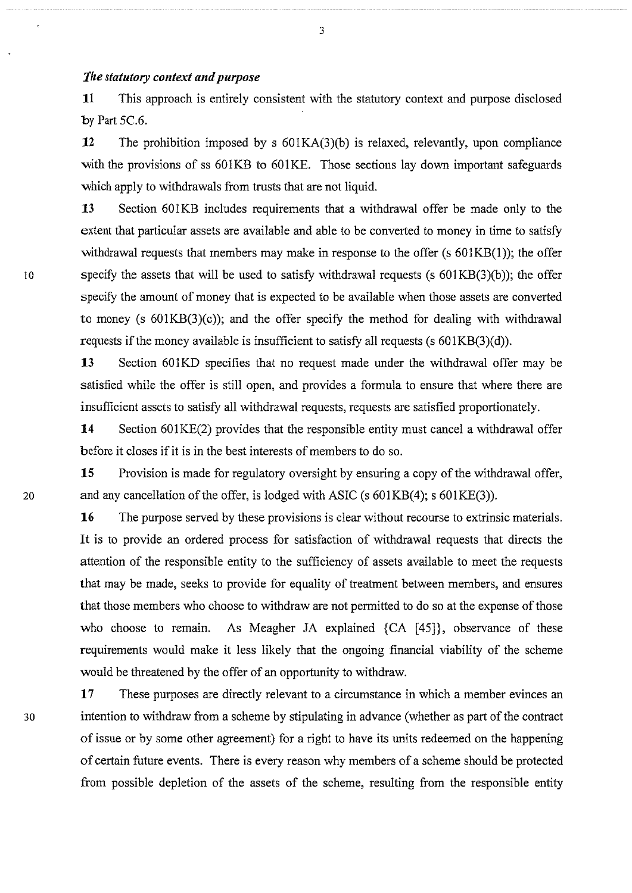### *The statutory context and purpose*

**11** This approach is entirely consistent with the statutory context and purpose disclosed by Part 5C.6.

**12** The prohibition imposed by s 601KA(3)(b) is relaxed, relevantly, upon compliance with the provisions of ss 601KB to 601KE. Those sections lay down important safeguards which apply to withdrawals from trusts that are not liquid.

**13** Section 601KB includes requirements that a withdrawal offer be made only to the extent that particular assets are available and able to be converted to money in time to satisfy withdrawal requests that members may make in response to the offer (s 601KB(1)); the offer specify the assets that will be used to satisfy withdrawal requests (s 601KB(3)(b)); the offer specify the amount of money that is expected to be available when those assets are converted to money (s 601KB(3)(c)); and the offer specify the method for dealing with withdrawal requests if the money available is insufficient to satisfy all requests (s 601KB(3)(d)).

**13** Section 601KD specifies that no request made under the withdrawal offer may be satisfied while the offer is still open, and provides a formula to ensure that where there are insufficient assets to satisfy all withdrawal requests, requests are satisfied proportionately.

**14** Section 601KE(2) provides that the responsible entity must cancel a withdrawal offer before it closes if it is in the best interests of members to do so.

**15** Provision is made for regulatory oversight by ensuring a copy of the withdrawal offer, and any cancellation of the offer, is lodged with ASIC (s 601KB(4); s 601KE(3)).

**16** The purpose served by these provisions is clear without recourse to extrinsic materials. It is to provide an ordered process for satisfaction of withdrawal requests that directs the attention of the responsible entity to the sufficiency of assets available to meet the requests that may be made, seeks to provide for equality of treatment between members, and ensures that those members who choose to withdraw are not permitted to do so at the expense of those who choose to remain. As Meagher JA explained {CA [45]}, observance of these requirements would make it less likely that the ongoing financial viability of the scheme would be threatened by the offer of an opportunity to withdraw.

**17** These purposes are directly relevant to a circumstance in which a member evinces an intention to withdraw from a scheme by stipulating in advance (whether as part of the contract of issue or by some other agreement) for a right to have its units redeemed on the happening of certain future events. There is every reason why members of a scheme should be protected from possible depletion of the assets of the scheme, resulting from the responsible entity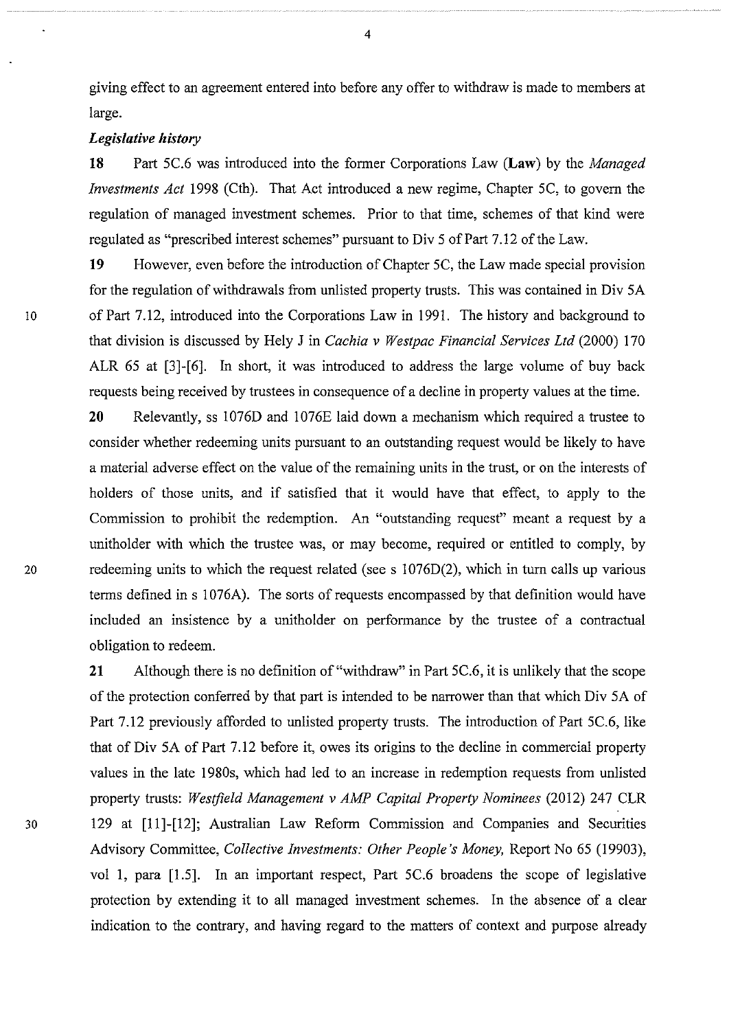giving effect to an agreement entered into before any offer to withdraw is made to members at large.

***Legislative history***

**18** Part 5C.6 was introduced into the former Corporations Law (**Law**) by the *Managed Investments Act* 1998 (Cth). That Act introduced a new regime, Chapter 5C, to govern the regulation of managed investment schemes. Prior to that time, schemes of that kind were regulated as "prescribed interest schemes" pursuant to Div 5 of Part 7.12 of the Law.

**19** However, even before the introduction of Chapter 5C, the Law made special provision for the regulation of withdrawals from unlisted property trusts. This was contained in Div 5A of Part 7.12, introduced into the Corporations Law in 1991. The history and background to that division is discussed by Hely J in *Cachia v Westpac Financial Services Ltd* (2000) 170 ALR 65 at [3]-[6]. In short, it was introduced to address the large volume of buy back requests being received by trustees in consequence of a decline in property values at the time.

**20** Relevantly, ss 1076D and 1076E laid down a mechanism which required a trustee to consider whether redeeming units pursuant to an outstanding request would be likely to have a material adverse effect on the value of the remaining units in the trust, or on the interests of holders of those units, and if satisfied that it would have that effect, to apply to the Commission to prohibit the redemption. An "outstanding request" meant a request by a unitholder with which the trustee was, or may become, required or entitled to comply, by redeeming units to which the request related (see s 1076D(2), which in turn calls up various terms defined in s 1076A). The sorts of requests encompassed by that definition would have included an insistence by a unitholder on performance by the trustee of a contractual obligation to redeem.

**21** Although there is no definition of "withdraw" in Part 5C.6, it is unlikely that the scope of the protection conferred by that part is intended to be narrower than that which Div 5A of Part 7.12 previously afforded to unlisted property trusts. The introduction of Part 5C.6, like that of Div 5A of Part 7.12 before it, owes its origins to the decline in commercial property values in the late 1980s, which had led to an increase in redemption requests from unlisted property trusts: *Westfield Management v AMP Capital Property Nominees* (2012) 247 CLR 129 at [11]-[12]; Australian Law Reform Commission and Companies and Securities Advisory Committee, *Collective Investments: Other People's Money,* Report No 65 (19903), vol 1, para [1.5]. In an important respect, Part 5C.6 broadens the scope of legislative protection by extending it to all managed investment schemes. In the absence of a clear indication to the contrary, and having regard to the matters of context and purpose already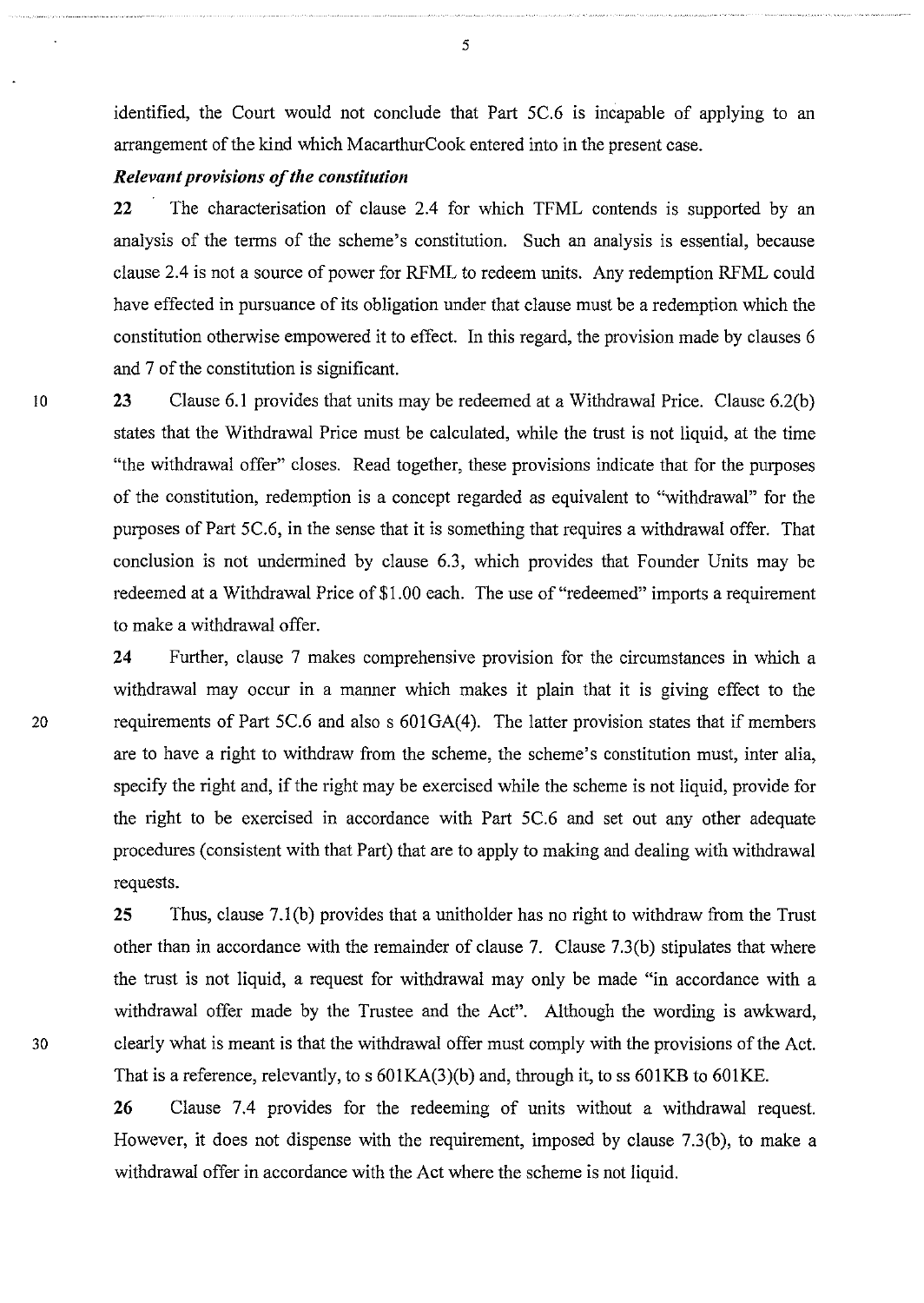identified, the Court would not conclude that Part 5C.6 is incapable of applying to an arrangement of the kind which MacarthurCook entered into in the present case.

***Relevant provisions of the constitution***

**22** The characterisation of clause 2.4 for which TFML contends is supported by an analysis of the terms of the scheme's constitution. Such an analysis is essential, because clause 2.4 is not a source of power for RFML to redeem units. Any redemption RFML could have effected in pursuance of its obligation under that clause must be a redemption which the constitution otherwise empowered it to effect. In this regard, the provision made by clauses 6 and 7 of the constitution is significant.

**23** Clause 6.1 provides that units may be redeemed at a Withdrawal Price. Clause 6.2(b) states that the Withdrawal Price must be calculated, while the trust is not liquid, at the time "the withdrawal offer" closes. Read together, these provisions indicate that for the purposes of the constitution, redemption is a concept regarded as equivalent to "withdrawal" for the purposes of Part 5C.6, in the sense that it is something that requires a withdrawal offer. That conclusion is not undermined by clause 6.3, which provides that Founder Units may be redeemed at a Withdrawal Price of $1.00 each. The use of "redeemed" imports a requirement to make a withdrawal offer.

**24** Further, clause 7 makes comprehensive provision for the circumstances in which a withdrawal may occur in a manner which makes it plain that it is giving effect to the requirements of Part 5C.6 and also s 601GA(4). The latter provision states that if members are to have a right to withdraw from the scheme, the scheme's constitution must, inter alia, specify the right and, if the right may be exercised while the scheme is not liquid, provide for the right to be exercised in accordance with Part 5C.6 and set out any other adequate procedures (consistent with that Part) that are to apply to making and dealing with withdrawal requests.

**25** Thus, clause 7.1(b) provides that a unitholder has no right to withdraw from the Trust other than in accordance with the remainder of clause 7. Clause 7.3(b) stipulates that where the trust is not liquid, a request for withdrawal may only be made "in accordance with a withdrawal offer made by the Trustee and the Act". Although the wording is awkward, clearly what is meant is that the withdrawal offer must comply with the provisions of the Act. That is a reference, relevantly, to s 601KA(3)(b) and, through it, to ss 601KB to 601KE.

**26** Clause 7.4 provides for the redeeming of units without a withdrawal request. However, it does not dispense with the requirement, imposed by clause 7.3(b), to make a withdrawal offer in accordance with the Act where the scheme is not liquid.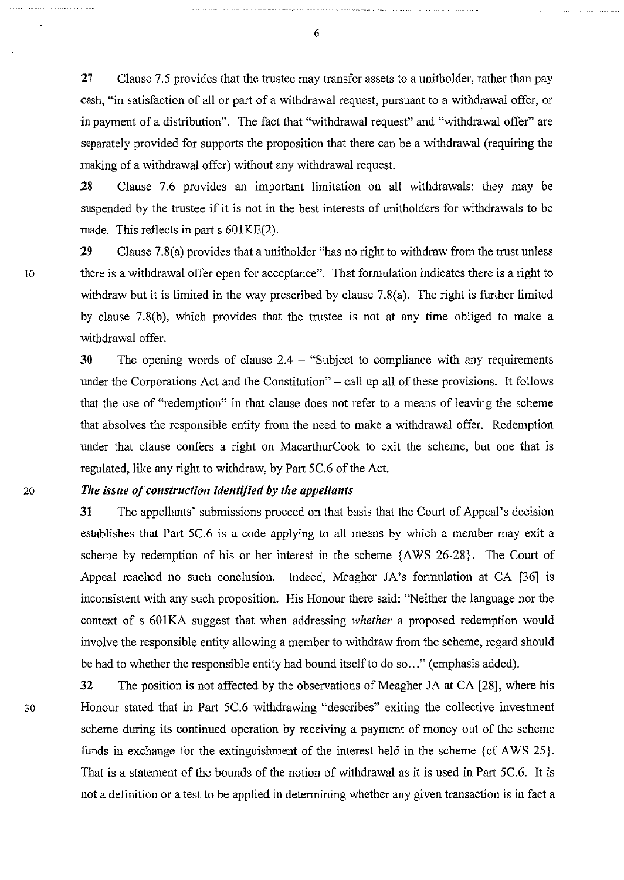**27** Clause 7.5 provides that the trustee may transfer assets to a unitholder, rather than pay cash, "in satisfaction of all or part of a withdrawal request, pursuant to a withdrawal offer, or in payment of a distribution". The fact that "withdrawal request" and "withdrawal offer" are separately provided for supports the proposition that there can be a withdrawal (requiring the making of a withdrawal offer) without any withdrawal request.

**28** Clause 7.6 provides an important limitation on all withdrawals: they may be suspended by the trustee if it is not in the best interests of unitholders for withdrawals to be made. This reflects in part s 601KE(2).

**29** Clause 7.8(a) provides that a unitholder "has no right to withdraw from the trust unless there is a withdrawal offer open for acceptance". That formulation indicates there is a right to withdraw but it is limited in the way prescribed by clause 7.8(a). The right is further limited by clause 7.8(b), which provides that the trustee is not at any time obliged to make a withdrawal offer.

**30** The opening words of clause 2.4 – "Subject to compliance with any requirements under the Corporations Act and the Constitution" – call up all of these provisions. It follows that the use of "redemption" in that clause does not refer to a means of leaving the scheme that absolves the responsible entity from the need to make a withdrawal offer. Redemption under that clause confers a right on MacarthurCook to exit the scheme, but one that is regulated, like any right to withdraw, by Part 5C.6 of the Act.

***The issue of construction identified by the appellants***

**31** The appellants' submissions proceed on that basis that the Court of Appeal's decision establishes that Part 5C.6 is a code applying to all means by which a member may exit a scheme by redemption of his or her interest in the scheme {AWS 26-28}. The Court of Appeal reached no such conclusion. Indeed, Meagher JA's formulation at CA [36] is inconsistent with any such proposition. His Honour there said: "Neither the language nor the context of s 601KA suggest that when addressing *whether* a proposed redemption would involve the responsible entity allowing a member to withdraw from the scheme, regard should be had to whether the responsible entity had bound itself to do so…" (emphasis added).

**32** The position is not affected by the observations of Meagher JA at CA [28], where his Honour stated that in Part 5C.6 withdrawing "describes" exiting the collective investment scheme during its continued operation by receiving a payment of money out of the scheme funds in exchange for the extinguishment of the interest held in the scheme {cf AWS 25}. That is a statement of the bounds of the notion of withdrawal as it is used in Part 5C.6. It is not a definition or a test to be applied in determining whether any given transaction is in fact a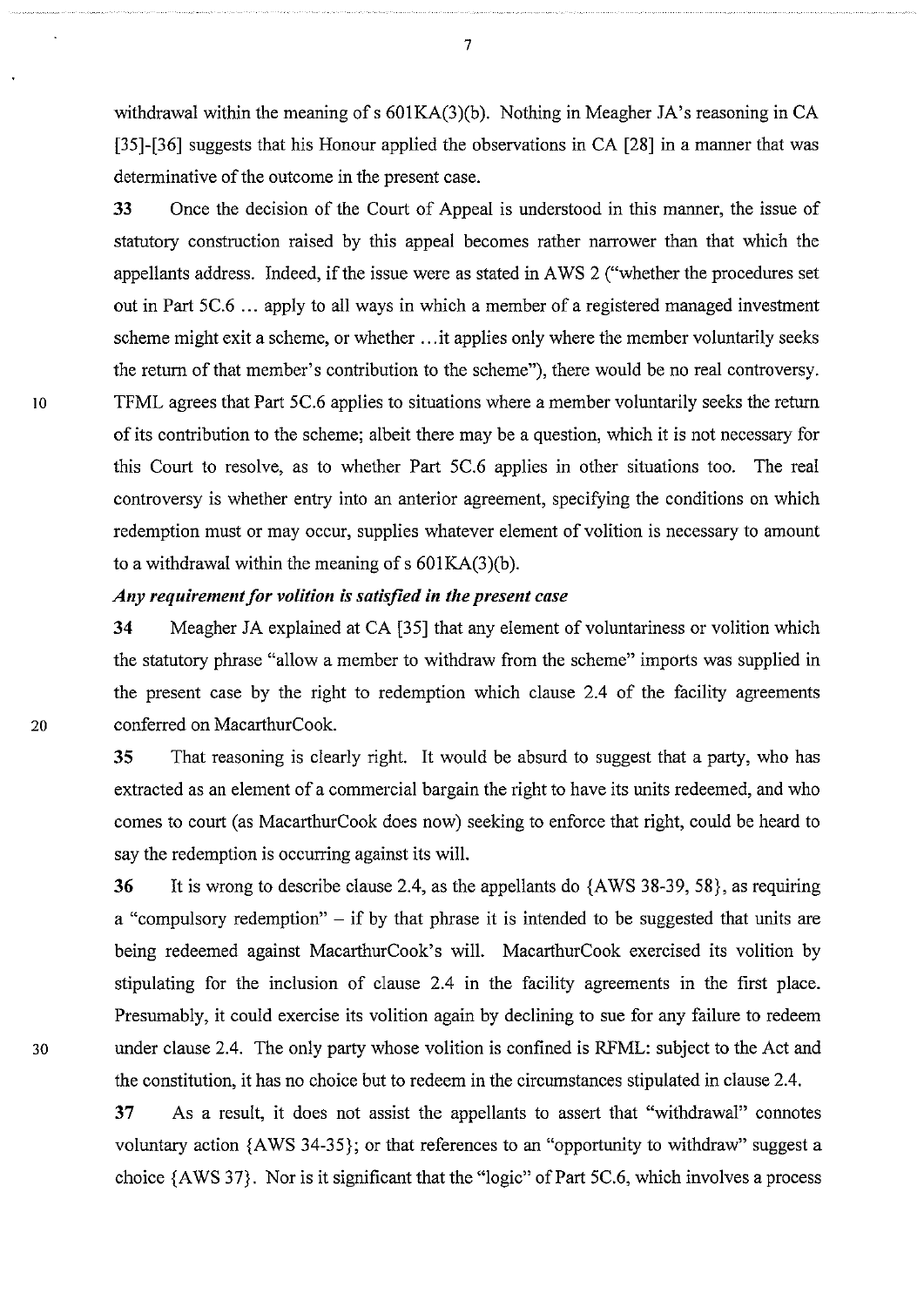withdrawal within the meaning of s 601KA(3)(b). Nothing in Meagher JA's reasoning in CA [35]-[36] suggests that his Honour applied the observations in CA [28] in a manner that was determinative of the outcome in the present case.

**33** Once the decision of the Court of Appeal is understood in this manner, the issue of statutory construction raised by this appeal becomes rather narrower than that which the appellants address. Indeed, if the issue were as stated in AWS 2 ("whether the procedures set out in Part 5C.6 ... apply to all ways in which a member of a registered managed investment scheme might exit a scheme, or whether ...it applies only where the member voluntarily seeks the return of that member's contribution to the scheme"), there would be no real controversy. TFML agrees that Part 5C.6 applies to situations where a member voluntarily seeks the return of its contribution to the scheme; albeit there may be a question, which it is not necessary for this Court to resolve, as to whether Part 5C.6 applies in other situations too. The real controversy is whether entry into an anterior agreement, specifying the conditions on which redemption must or may occur, supplies whatever element of volition is necessary to amount to a withdrawal within the meaning of s 601KA(3)(b).

***Any requirement for volition is satisfied in the present case***

**34** Meagher JA explained at CA [35] that any element of voluntariness or volition which the statutory phrase "allow a member to withdraw from the scheme" imports was supplied in the present case by the right to redemption which clause 2.4 of the facility agreements conferred on MacarthurCook.

**35** That reasoning is clearly right. It would be absurd to suggest that a party, who has extracted as an element of a commercial bargain the right to have its units redeemed, and who comes to court (as MacarthurCook does now) seeking to enforce that right, could be heard to say the redemption is occurring against its will.

**36** It is wrong to describe clause 2.4, as the appellants do {AWS 38-39, 58}, as requiring a "compulsory redemption" – if by that phrase it is intended to be suggested that units are being redeemed against MacarthurCook's will. MacarthurCook exercised its volition by stipulating for the inclusion of clause 2.4 in the facility agreements in the first place. Presumably, it could exercise its volition again by declining to sue for any failure to redeem under clause 2.4. The only party whose volition is confined is RFML: subject to the Act and the constitution, it has no choice but to redeem in the circumstances stipulated in clause 2.4.

**37** As a result, it does not assist the appellants to assert that "withdrawal" connotes voluntary action {AWS 34-35}; or that references to an "opportunity to withdraw" suggest a choice {AWS 37}. Nor is it significant that the "logic" of Part 5C.6, which involves a process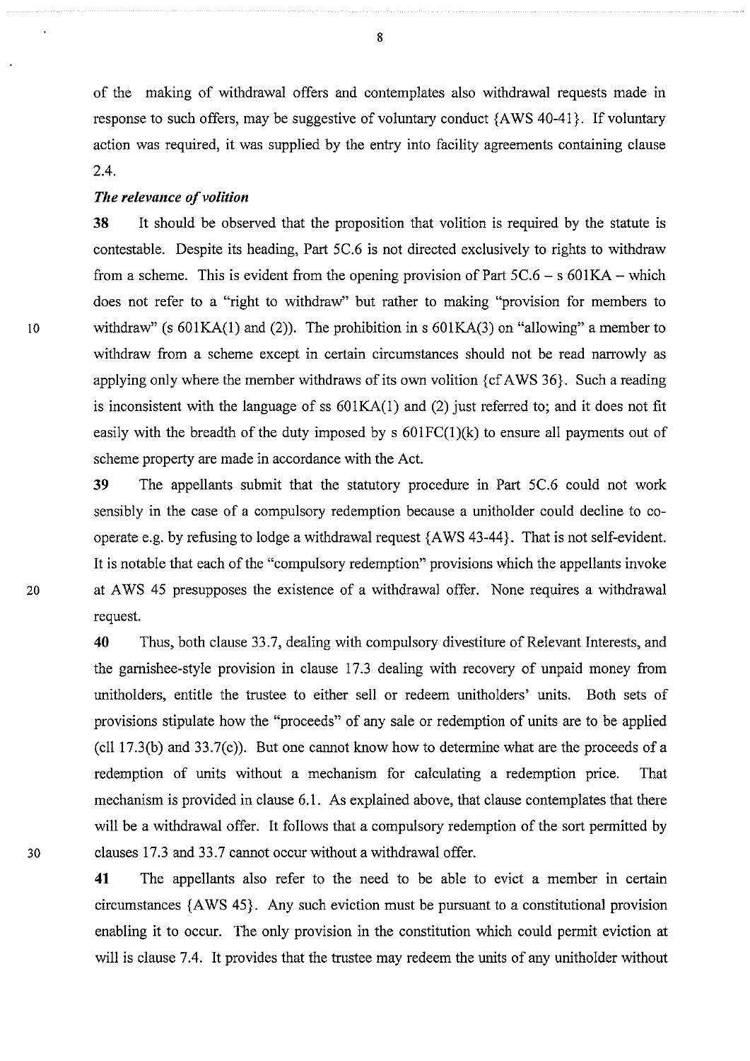of the making of withdrawal offers and contemplates also withdrawal requests made in response to such offers, may be suggestive of voluntary conduct {AWS 40-41}. If voluntary action was required, it was supplied by the entry into facility agreements containing clause 2.4.

### *The relevance of volition*

**38** It should be observed that the proposition that volition is required by the statute is contestable. Despite its heading, Part 5C.6 is not directed exclusively to rights to withdraw from a scheme. This is evident from the opening provision of Part 5C.6 – s 601KA – which does not refer to a "right to withdraw" but rather to making "provision for members to withdraw" (s 601KA(1) and (2)). The prohibition in s 601KA(3) on "allowing" a member to withdraw from a scheme except in certain circumstances should not be read narrowly as applying only where the member withdraws of its own volition {cf AWS 36}. Such a reading is inconsistent with the language of ss 601KA(1) and (2) just referred to; and it does not fit easily with the breadth of the duty imposed by s 601FC(1)(k) to ensure all payments out of scheme property are made in accordance with the Act.

**39** The appellants submit that the statutory procedure in Part 5C.6 could not work sensibly in the case of a compulsory redemption because a unitholder could decline to co-operate e.g. by refusing to lodge a withdrawal request {AWS 43-44}. That is not self-evident. It is notable that each of the "compulsory redemption" provisions which the appellants invoke at AWS 45 presupposes the existence of a withdrawal offer. None requires a withdrawal request.

**40** Thus, both clause 33.7, dealing with compulsory divestiture of Relevant Interests, and the garnishee-style provision in clause 17.3 dealing with recovery of unpaid money from unitholders, entitle the trustee to either sell or redeem unitholders' units. Both sets of provisions stipulate how the "proceeds" of any sale or redemption of units are to be applied (cll 17.3(b) and 33.7(c)). But one cannot know how to determine what are the proceeds of a redemption of units without a mechanism for calculating a redemption price. That mechanism is provided in clause 6.1. As explained above, that clause contemplates that there will be a withdrawal offer. It follows that a compulsory redemption of the sort permitted by clauses 17.3 and 33.7 cannot occur without a withdrawal offer.

**41** The appellants also refer to the need to be able to evict a member in certain circumstances {AWS 45}. Any such eviction must be pursuant to a constitutional provision enabling it to occur. The only provision in the constitution which could permit eviction at will is clause 7.4. It provides that the trustee may redeem the units of any unitholder without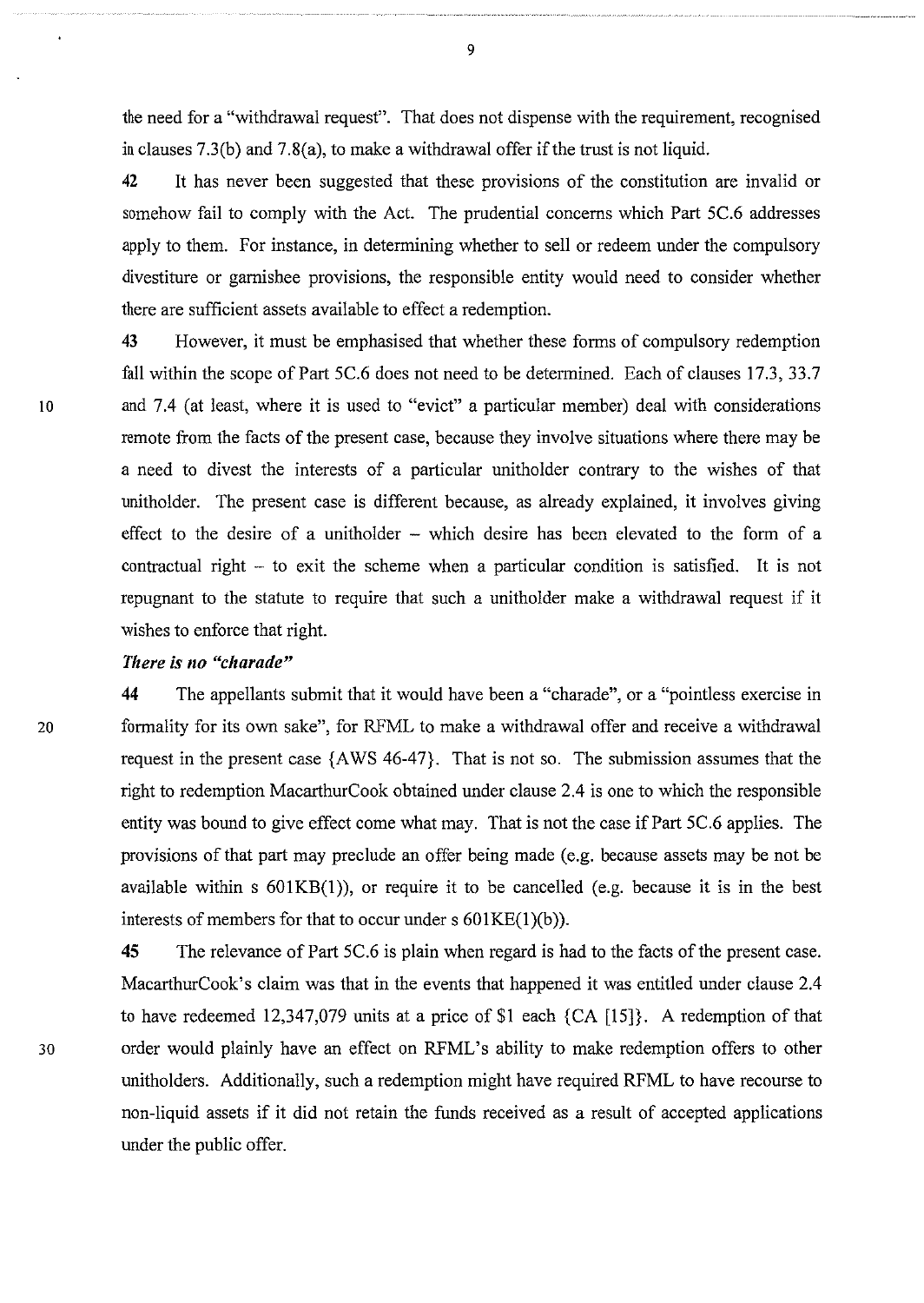the need for a "withdrawal request". That does not dispense with the requirement, recognised in clauses 7.3(b) and 7.8(a), to make a withdrawal offer if the trust is not liquid.

**42** It has never been suggested that these provisions of the constitution are invalid or somehow fail to comply with the Act. The prudential concerns which Part 5C.6 addresses apply to them. For instance, in determining whether to sell or redeem under the compulsory divestiture or garnishee provisions, the responsible entity would need to consider whether there are sufficient assets available to effect a redemption.

**43** However, it must be emphasised that whether these forms of compulsory redemption fall within the scope of Part 5C.6 does not need to be determined. Each of clauses 17.3, 33.7 and 7.4 (at least, where it is used to "evict" a particular member) deal with considerations remote from the facts of the present case, because they involve situations where there may be a need to divest the interests of a particular unitholder contrary to the wishes of that unitholder. The present case is different because, as already explained, it involves giving effect to the desire of a unitholder – which desire has been elevated to the form of a contractual right – to exit the scheme when a particular condition is satisfied. It is not repugnant to the statute to require that such a unitholder make a withdrawal request if it wishes to enforce that right.

***There is no "charade"***

**44** The appellants submit that it would have been a "charade", or a "pointless exercise in formality for its own sake", for RFML to make a withdrawal offer and receive a withdrawal request in the present case {AWS 46-47}. That is not so. The submission assumes that the right to redemption MacarthurCook obtained under clause 2.4 is one to which the responsible entity was bound to give effect come what may. That is not the case if Part 5C.6 applies. The provisions of that part may preclude an offer being made (e.g. because assets may be not be available within s 601KB(1)), or require it to be cancelled (e.g. because it is in the best interests of members for that to occur under s 601KE(1)(b)).

**45** The relevance of Part 5C.6 is plain when regard is had to the facts of the present case. MacarthurCook's claim was that in the events that happened it was entitled under clause 2.4 to have redeemed 12,347,079 units at a price of $1 each {CA [15]}. A redemption of that order would plainly have an effect on RFML's ability to make redemption offers to other unitholders. Additionally, such a redemption might have required RFML to have recourse to non-liquid assets if it did not retain the funds received as a result of accepted applications under the public offer.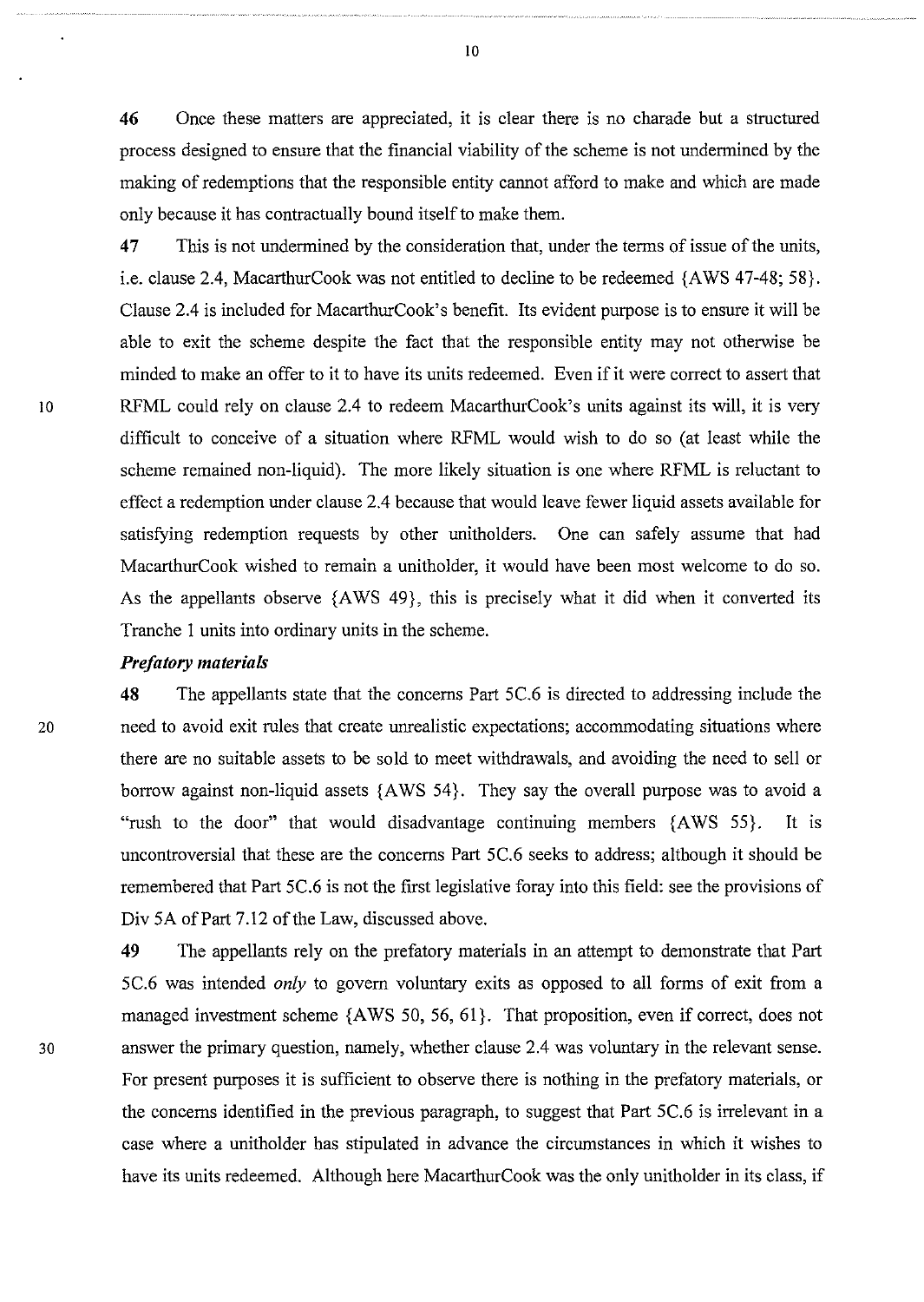**46** Once these matters are appreciated, it is clear there is no charade but a structured process designed to ensure that the financial viability of the scheme is not undermined by the making of redemptions that the responsible entity cannot afford to make and which are made only because it has contractually bound itself to make them.

**47** This is not undermined by the consideration that, under the terms of issue of the units, i.e. clause 2.4, MacarthurCook was not entitled to decline to be redeemed {AWS 47-48; 58}. Clause 2.4 is included for MacarthurCook's benefit. Its evident purpose is to ensure it will be able to exit the scheme despite the fact that the responsible entity may not otherwise be minded to make an offer to it to have its units redeemed. Even if it were correct to assert that RFML could rely on clause 2.4 to redeem MacarthurCook's units against its will, it is very difficult to conceive of a situation where RFML would wish to do so (at least while the scheme remained non-liquid). The more likely situation is one where RFML is reluctant to effect a redemption under clause 2.4 because that would leave fewer liquid assets available for satisfying redemption requests by other unitholders. One can safely assume that had MacarthurCook wished to remain a unitholder, it would have been most welcome to do so. As the appellants observe {AWS 49}, this is precisely what it did when it converted its Tranche 1 units into ordinary units in the scheme.

***Prefatory materials***

**48** The appellants state that the concerns Part 5C.6 is directed to addressing include the need to avoid exit rules that create unrealistic expectations; accommodating situations where there are no suitable assets to be sold to meet withdrawals, and avoiding the need to sell or borrow against non-liquid assets {AWS 54}. They say the overall purpose was to avoid a "rush to the door" that would disadvantage continuing members {AWS 55}. It is uncontroversial that these are the concerns Part 5C.6 seeks to address; although it should be remembered that Part 5C.6 is not the first legislative foray into this field: see the provisions of Div 5A of Part 7.12 of the Law, discussed above.

**49** The appellants rely on the prefatory materials in an attempt to demonstrate that Part 5C.6 was intended *only* to govern voluntary exits as opposed to all forms of exit from a managed investment scheme {AWS 50, 56, 61}. That proposition, even if correct, does not answer the primary question, namely, whether clause 2.4 was voluntary in the relevant sense. For present purposes it is sufficient to observe there is nothing in the prefatory materials, or the concerns identified in the previous paragraph, to suggest that Part 5C.6 is irrelevant in a case where a unitholder has stipulated in advance the circumstances in which it wishes to have its units redeemed. Although here MacarthurCook was the only unitholder in its class, if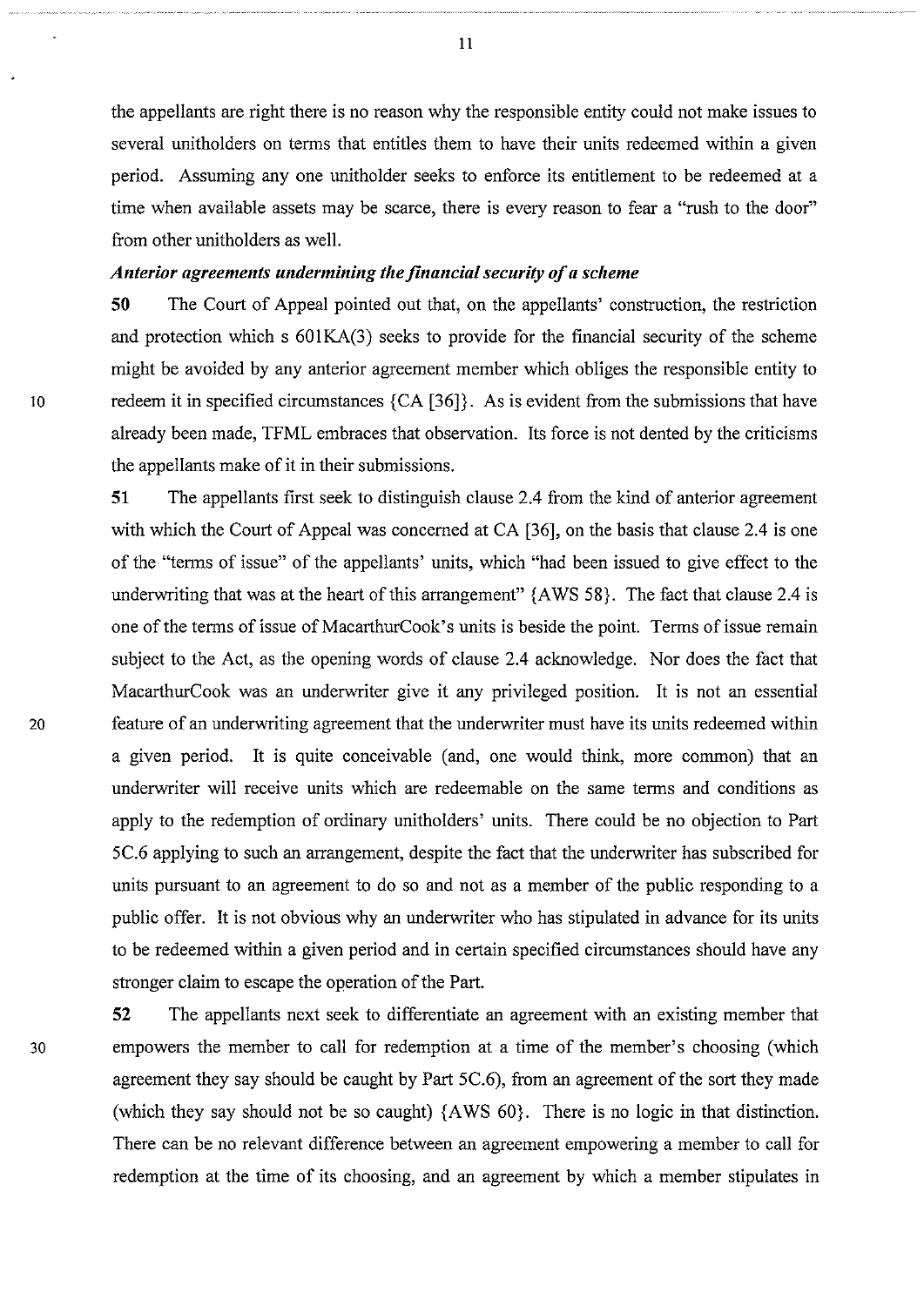the appellants are right there is no reason why the responsible entity could not make issues to several unitholders on terms that entitles them to have their units redeemed within a given period. Assuming any one unitholder seeks to enforce its entitlement to be redeemed at a time when available assets may be scarce, there is every reason to fear a "rush to the door" from other unitholders as well.

***Anterior agreements undermining the financial security of a scheme***

**50** The Court of Appeal pointed out that, on the appellants' construction, the restriction and protection which s 601KA(3) seeks to provide for the financial security of the scheme might be avoided by any anterior agreement member which obliges the responsible entity to redeem it in specified circumstances {CA [36]}. As is evident from the submissions that have already been made, TFML embraces that observation. Its force is not dented by the criticisms the appellants make of it in their submissions.

**51** The appellants first seek to distinguish clause 2.4 from the kind of anterior agreement with which the Court of Appeal was concerned at CA [36], on the basis that clause 2.4 is one of the "terms of issue" of the appellants' units, which "had been issued to give effect to the underwriting that was at the heart of this arrangement" {AWS 58}. The fact that clause 2.4 is one of the terms of issue of MacarthurCook's units is beside the point. Terms of issue remain subject to the Act, as the opening words of clause 2.4 acknowledge. Nor does the fact that MacarthurCook was an underwriter give it any privileged position. It is not an essential feature of an underwriting agreement that the underwriter must have its units redeemed within a given period. It is quite conceivable (and, one would think, more common) that an underwriter will receive units which are redeemable on the same terms and conditions as apply to the redemption of ordinary unitholders' units. There could be no objection to Part 5C.6 applying to such an arrangement, despite the fact that the underwriter has subscribed for units pursuant to an agreement to do so and not as a member of the public responding to a public offer. It is not obvious why an underwriter who has stipulated in advance for its units to be redeemed within a given period and in certain specified circumstances should have any stronger claim to escape the operation of the Part.

**52** The appellants next seek to differentiate an agreement with an existing member that empowers the member to call for redemption at a time of the member's choosing (which agreement they say should be caught by Part 5C.6), from an agreement of the sort they made (which they say should not be so caught) {AWS 60}. There is no logic in that distinction. There can be no relevant difference between an agreement empowering a member to call for redemption at the time of its choosing, and an agreement by which a member stipulates in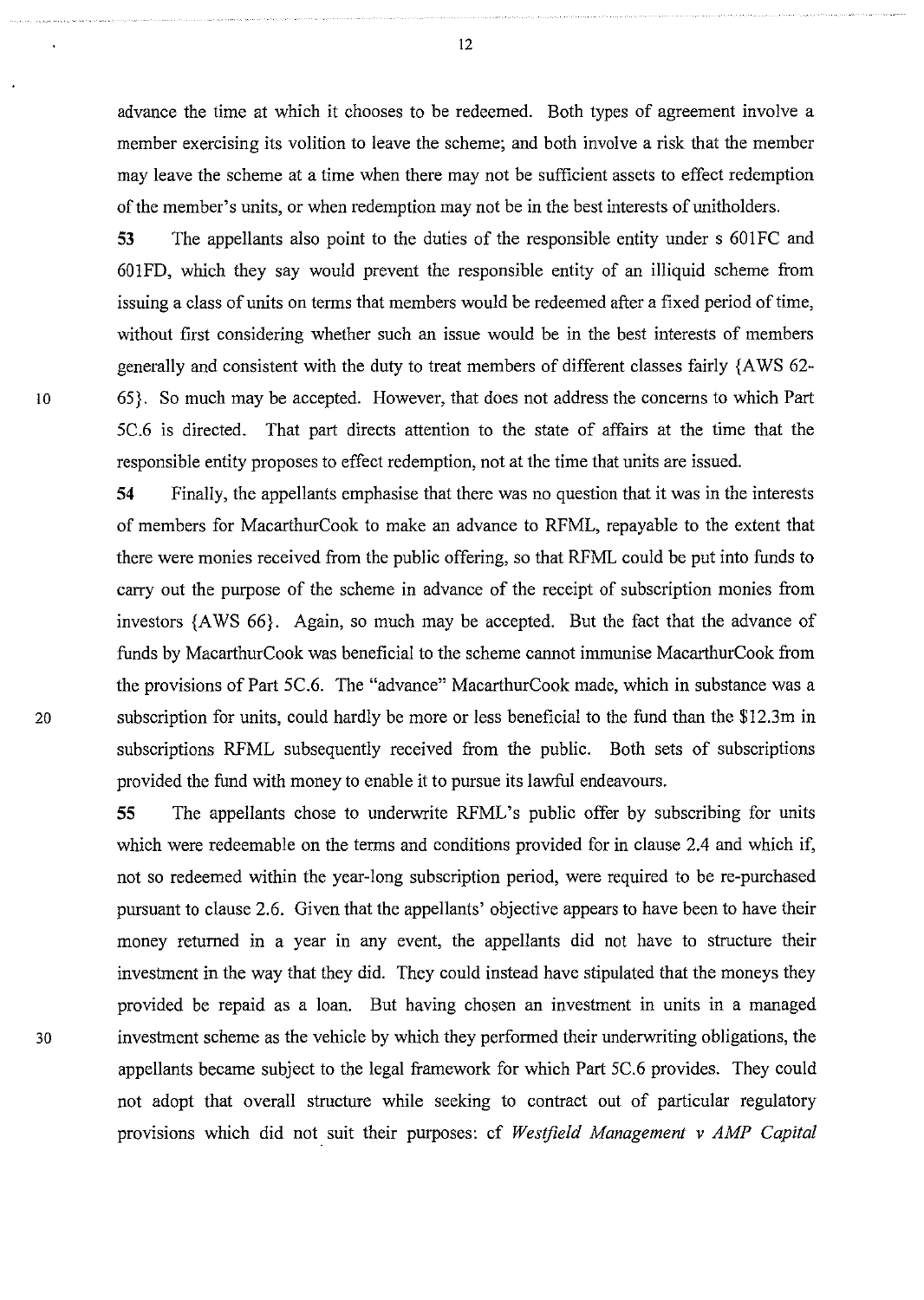advance the time at which it chooses to be redeemed. Both types of agreement involve a member exercising its volition to leave the scheme; and both involve a risk that the member may leave the scheme at a time when there may not be sufficient assets to effect redemption of the member's units, or when redemption may not be in the best interests of unitholders.

**53** The appellants also point to the duties of the responsible entity under s 601FC and 601FD, which they say would prevent the responsible entity of an illiquid scheme from issuing a class of units on terms that members would be redeemed after a fixed period of time, without first considering whether such an issue would be in the best interests of members generally and consistent with the duty to treat members of different classes fairly {AWS 62-65}. So much may be accepted. However, that does not address the concerns to which Part 5C.6 is directed. That part directs attention to the state of affairs at the time that the responsible entity proposes to effect redemption, not at the time that units are issued.

**54** Finally, the appellants emphasise that there was no question that it was in the interests of members for MacarthurCook to make an advance to RFML, repayable to the extent that there were monies received from the public offering, so that RFML could be put into funds to carry out the purpose of the scheme in advance of the receipt of subscription monies from investors {AWS 66}. Again, so much may be accepted. But the fact that the advance of funds by MacarthurCook was beneficial to the scheme cannot immunise MacarthurCook from the provisions of Part 5C.6. The "advance" MacarthurCook made, which in substance was a subscription for units, could hardly be more or less beneficial to the fund than the $12.3m in subscriptions RFML subsequently received from the public. Both sets of subscriptions provided the fund with money to enable it to pursue its lawful endeavours.

**55** The appellants chose to underwrite RFML's public offer by subscribing for units which were redeemable on the terms and conditions provided for in clause 2.4 and which if, not so redeemed within the year-long subscription period, were required to be re-purchased pursuant to clause 2.6. Given that the appellants' objective appears to have been to have their money returned in a year in any event, the appellants did not have to structure their investment in the way that they did. They could instead have stipulated that the moneys they provided be repaid as a loan. But having chosen an investment in units in a managed investment scheme as the vehicle by which they performed their underwriting obligations, the appellants became subject to the legal framework for which Part 5C.6 provides. They could not adopt that overall structure while seeking to contract out of particular regulatory provisions which did not suit their purposes: cf *Westfield Management v AMP Capital*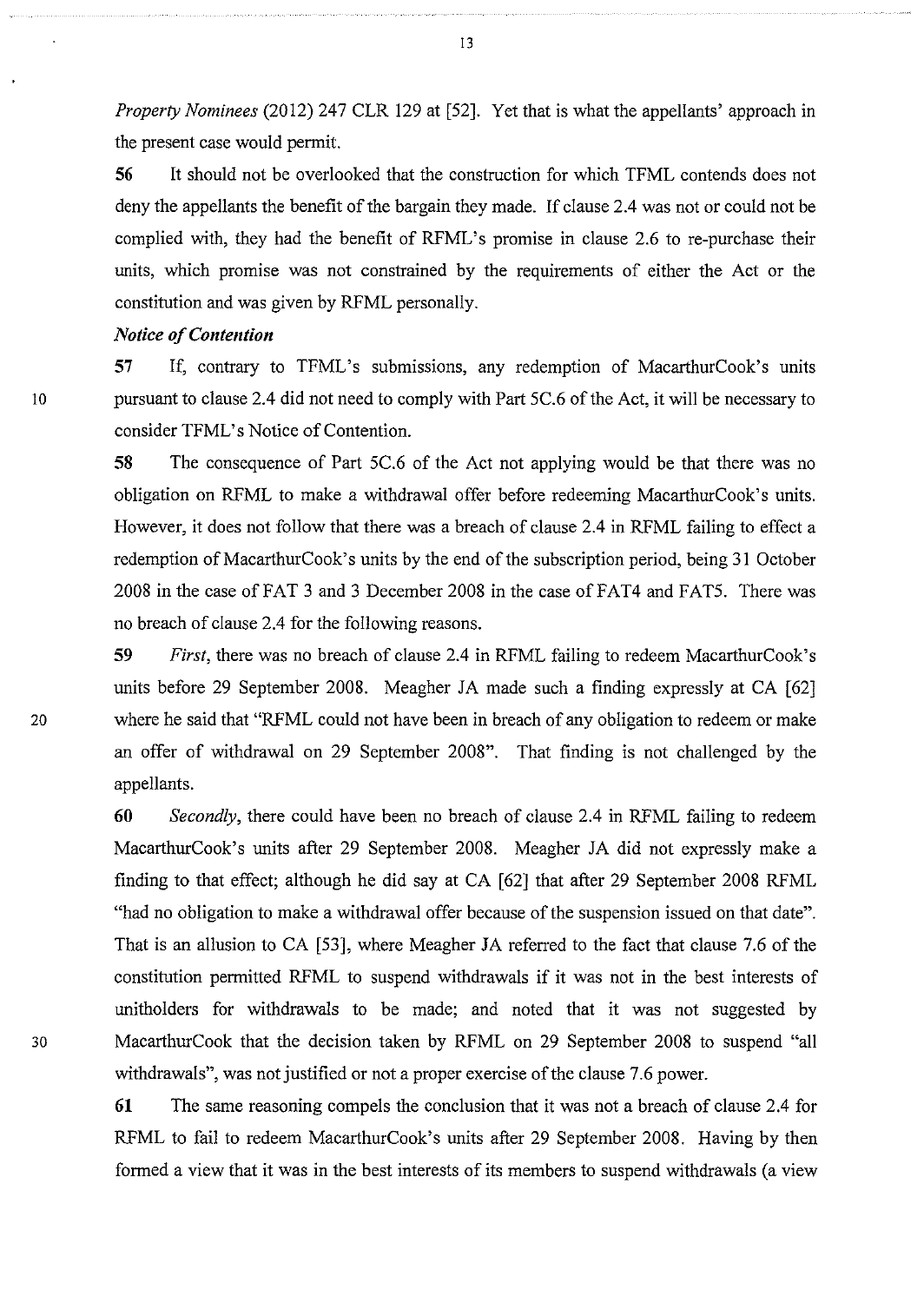*Property Nominees* (2012) 247 CLR 129 at [52]. Yet that is what the appellants' approach in the present case would permit.

56 It should not be overlooked that the construction for which TFML contends does not deny the appellants the benefit of the bargain they made. If clause 2.4 was not or could not be complied with, they had the benefit of RFML's promise in clause 2.6 to re-purchase their units, which promise was not constrained by the requirements of either the Act or the constitution and was given by RFML personally.

### *Notice of Contention*

57 If, contrary to TFML's submissions, any redemption of MacarthurCook's units pursuant to clause 2.4 did not need to comply with Part 5C.6 of the Act, it will be necessary to consider TFML's Notice of Contention.

58 The consequence of Part 5C.6 of the Act not applying would be that there was no obligation on RFML to make a withdrawal offer before redeeming MacarthurCook's units. However, it does not follow that there was a breach of clause 2.4 in RFML failing to effect a redemption of MacarthurCook's units by the end of the subscription period, being 31 October 2008 in the case of FAT 3 and 3 December 2008 in the case of FAT4 and FAT5. There was no breach of clause 2.4 for the following reasons.

59 *First*, there was no breach of clause 2.4 in RFML failing to redeem MacarthurCook's units before 29 September 2008. Meagher JA made such a finding expressly at CA [62] where he said that "RFML could not have been in breach of any obligation to redeem or make an offer of withdrawal on 29 September 2008". That finding is not challenged by the appellants.

60 *Secondly*, there could have been no breach of clause 2.4 in RFML failing to redeem MacarthurCook's units after 29 September 2008. Meagher JA did not expressly make a finding to that effect; although he did say at CA [62] that after 29 September 2008 RFML "had no obligation to make a withdrawal offer because of the suspension issued on that date". That is an allusion to CA [53], where Meagher JA referred to the fact that clause 7.6 of the constitution permitted RFML to suspend withdrawals if it was not in the best interests of unitholders for withdrawals to be made; and noted that it was not suggested by MacarthurCook that the decision taken by RFML on 29 September 2008 to suspend "all withdrawals", was not justified or not a proper exercise of the clause 7.6 power.

61 The same reasoning compels the conclusion that it was not a breach of clause 2.4 for RFML to fail to redeem MacarthurCook's units after 29 September 2008. Having by then formed a view that it was in the best interests of its members to suspend withdrawals (a view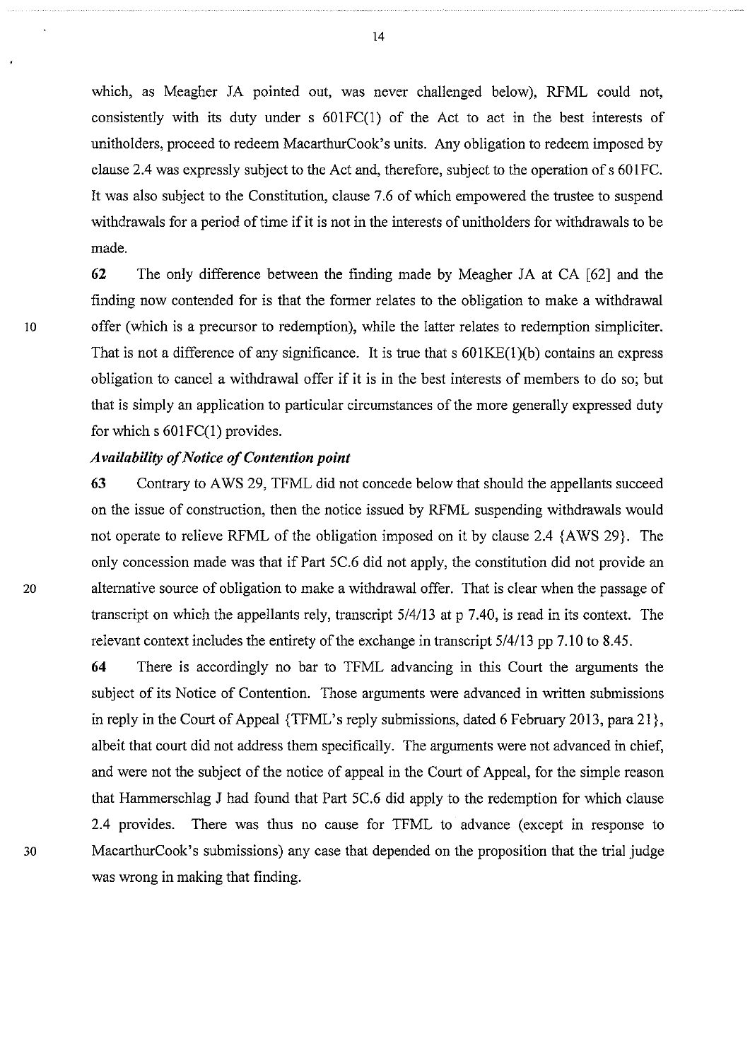which, as Meagher JA pointed out, was never challenged below), RFML could not, consistently with its duty under s 601FC(1) of the Act to act in the best interests of unitholders, proceed to redeem MacarthurCook's units. Any obligation to redeem imposed by clause 2.4 was expressly subject to the Act and, therefore, subject to the operation of s 601FC. It was also subject to the Constitution, clause 7.6 of which empowered the trustee to suspend withdrawals for a period of time if it is not in the interests of unitholders for withdrawals to be made.

**62** The only difference between the finding made by Meagher JA at CA [62] and the finding now contended for is that the former relates to the obligation to make a withdrawal offer (which is a precursor to redemption), while the latter relates to redemption simpliciter. That is not a difference of any significance. It is true that s 601KE(1)(b) contains an express obligation to cancel a withdrawal offer if it is in the best interests of members to do so; but that is simply an application to particular circumstances of the more generally expressed duty for which s 601FC(1) provides.

***Availability of Notice of Contention point***

**63** Contrary to AWS 29, TFML did not concede below that should the appellants succeed on the issue of construction, then the notice issued by RFML suspending withdrawals would not operate to relieve RFML of the obligation imposed on it by clause 2.4 {AWS 29}. The only concession made was that if Part 5C.6 did not apply, the constitution did not provide an alternative source of obligation to make a withdrawal offer. That is clear when the passage of transcript on which the appellants rely, transcript 5/4/13 at p 7.40, is read in its context. The relevant context includes the entirety of the exchange in transcript 5/4/13 pp 7.10 to 8.45.

**64** There is accordingly no bar to TFML advancing in this Court the arguments the subject of its Notice of Contention. Those arguments were advanced in written submissions in reply in the Court of Appeal {TFML's reply submissions, dated 6 February 2013, para 21}, albeit that court did not address them specifically. The arguments were not advanced in chief, and were not the subject of the notice of appeal in the Court of Appeal, for the simple reason that Hammerschlag J had found that Part 5C.6 did apply to the redemption for which clause 2.4 provides. There was thus no cause for TFML to advance (except in response to MacarthurCook's submissions) any case that depended on the proposition that the trial judge was wrong in making that finding.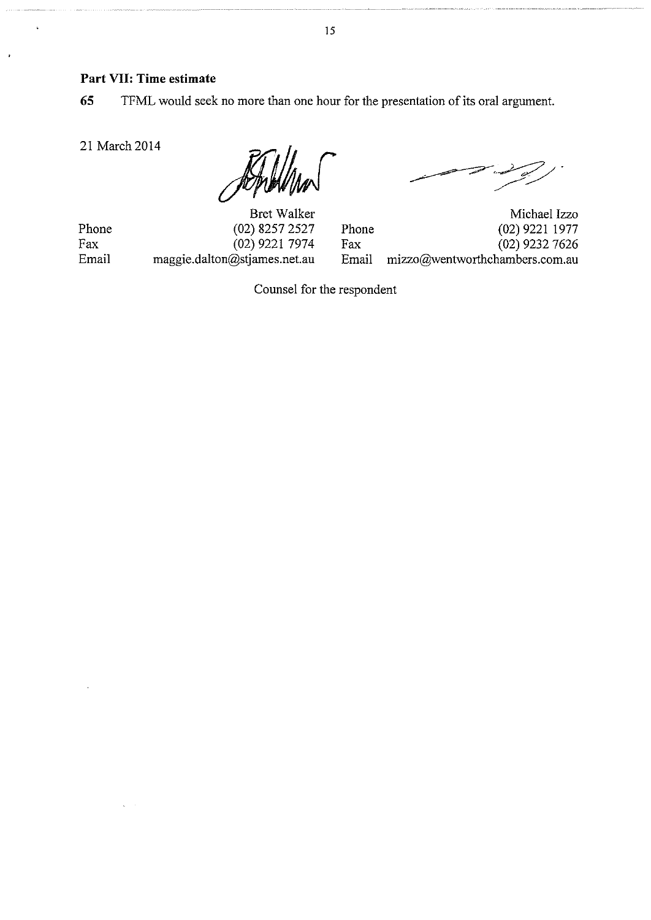## Part VII: Time estimate

**65** TFML would seek no more than one hour for the presentation of its oral argument.

21 March 2014

| | Bret Walker | | Michael Izzo |
|---|---|---|---|
| Phone | (02) 8257 2527 | Phone | (02) 9221 1977 |
| Fax | (02) 9221 7974 | Fax | (02) 9232 7626 |
| Email | maggie.dalton@stjames.net.au | Email | mizzo@wentworthchambers.com.au |

Counsel for the respondent